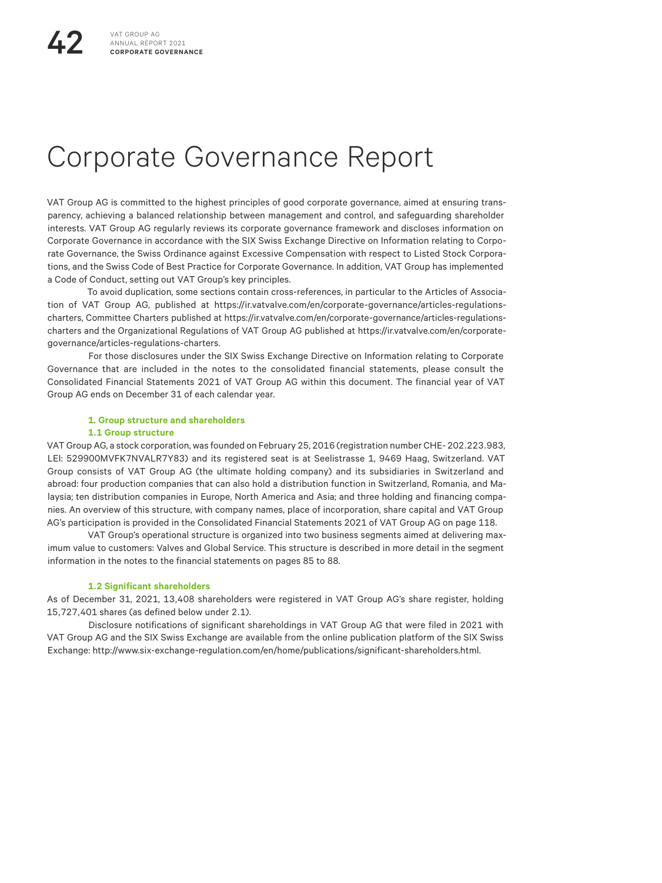# Corporate Governance Report

VAT Group AG is committed to the highest principles of good corporate governance, aimed at ensuring transparency, achieving a balanced relationship between management and control, and safeguarding shareholder interests. VAT Group AG regularly reviews its corporate governance framework and discloses information on Corporate Governance in accordance with the SIX Swiss Exchange Directive on Information relating to Corporate Governance, the Swiss Ordinance against Excessive Compensation with respect to Listed Stock Corporations, and the Swiss Code of Best Practice for Corporate Governance. In addition, VAT Group has implemented a Code of Conduct, setting out VAT Group's key principles.

To avoid duplication, some sections contain cross-references, in particular to the Articles of Association of VAT Group AG, published at https://ir.vatvalve.com/en/corporate-governance/articles-regulations-charters, Committee Charters published at https://ir.vatvalve.com/en/corporate-governance/articles-regulations-charters and the Organizational Regulations of VAT Group AG published at https://ir.vatvalve.com/en/corporate-governance/articles-regulations-charters.

For those disclosures under the SIX Swiss Exchange Directive on Information relating to Corporate Governance that are included in the notes to the consolidated financial statements, please consult the Consolidated Financial Statements 2021 of VAT Group AG within this document. The financial year of VAT Group AG ends on December 31 of each calendar year.

## 1. Group structure and shareholders

### 1.1 Group structure

VAT Group AG, a stock corporation, was founded on February 25, 2016 (registration number CHE- 202.223.983, LEI: 529900MVFK7NVALR7Y83) and its registered seat is at Seelistrasse 1, 9469 Haag, Switzerland. VAT Group consists of VAT Group AG (the ultimate holding company) and its subsidiaries in Switzerland and abroad: four production companies that can also hold a distribution function in Switzerland, Romania, and Malaysia; ten distribution companies in Europe, North America and Asia; and three holding and financing companies. An overview of this structure, with company names, place of incorporation, share capital and VAT Group AG's participation is provided in the Consolidated Financial Statements 2021 of VAT Group AG on page 118.

VAT Group's operational structure is organized into two business segments aimed at delivering maximum value to customers: Valves and Global Service. This structure is described in more detail in the segment information in the notes to the financial statements on pages 85 to 88.

### 1.2 Significant shareholders

As of December 31, 2021, 13,408 shareholders were registered in VAT Group AG's share register, holding 15,727,401 shares (as defined below under 2.1).

Disclosure notifications of significant shareholdings in VAT Group AG that were filed in 2021 with VAT Group AG and the SIX Swiss Exchange are available from the online publication platform of the SIX Swiss Exchange: http://www.six-exchange-regulation.com/en/home/publications/significant-shareholders.html.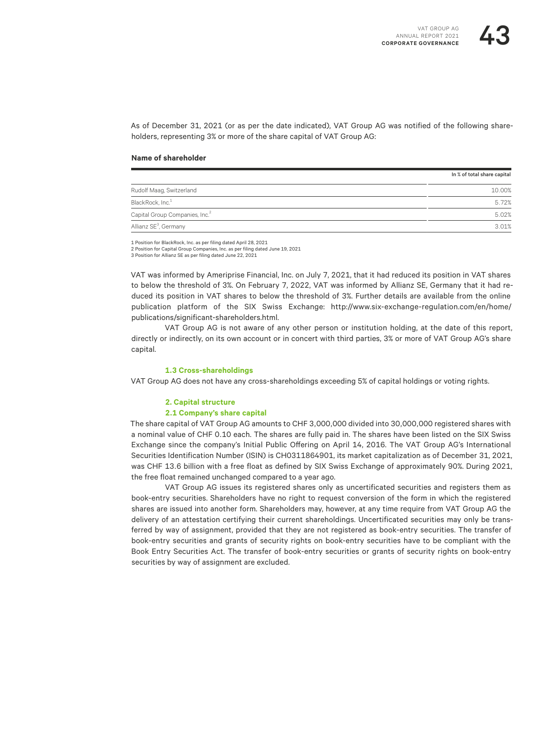As of December 31, 2021 (or as per the date indicated), VAT Group AG was notified of the following shareholders, representing 3% or more of the share capital of VAT Group AG:

**Name of shareholder**

| | In % of total share capital |
|---|---|
| Rudolf Maag, Switzerland | 10.00% |
| BlackRock, Inc.[1] | 5.72% |
| Capital Group Companies, Inc.[2] | 5.02% |
| Allianz SE[3], Germany | 3.01% |

1 Position for BlackRock, Inc. as per filing dated April 28, 2021
2 Position for Capital Group Companies, Inc. as per filing dated June 19, 2021
3 Position for Allianz SE as per filing dated June 22, 2021

VAT was informed by Ameriprise Financial, Inc. on July 7, 2021, that it had reduced its position in VAT shares to below the threshold of 3%. On February 7, 2022, VAT was informed by Allianz SE, Germany that it had reduced its position in VAT shares to below the threshold of 3%. Further details are available from the online publication platform of the SIX Swiss Exchange: http://www.six-exchange-regulation.com/en/home/publications/significant-shareholders.html.

VAT Group AG is not aware of any other person or institution holding, at the date of this report, directly or indirectly, on its own account or in concert with third parties, 3% or more of VAT Group AG's share capital.

### 1.3 Cross-shareholdings

VAT Group AG does not have any cross-shareholdings exceeding 5% of capital holdings or voting rights.

## 2. Capital structure

### 2.1 Company's share capital

The share capital of VAT Group AG amounts to CHF 3,000,000 divided into 30,000,000 registered shares with a nominal value of CHF 0.10 each. The shares are fully paid in. The shares have been listed on the SIX Swiss Exchange since the company's Initial Public Offering on April 14, 2016. The VAT Group AG's International Securities Identification Number (ISIN) is CH0311864901, its market capitalization as of December 31, 2021, was CHF 13.6 billion with a free float as defined by SIX Swiss Exchange of approximately 90%. During 2021, the free float remained unchanged compared to a year ago.

VAT Group AG issues its registered shares only as uncertificated securities and registers them as book-entry securities. Shareholders have no right to request conversion of the form in which the registered shares are issued into another form. Shareholders may, however, at any time require from VAT Group AG the delivery of an attestation certifying their current shareholdings. Uncertificated securities may only be transferred by way of assignment, provided that they are not registered as book-entry securities. The transfer of book-entry securities and grants of security rights on book-entry securities have to be compliant with the Book Entry Securities Act. The transfer of book-entry securities or grants of security rights on book-entry securities by way of assignment are excluded.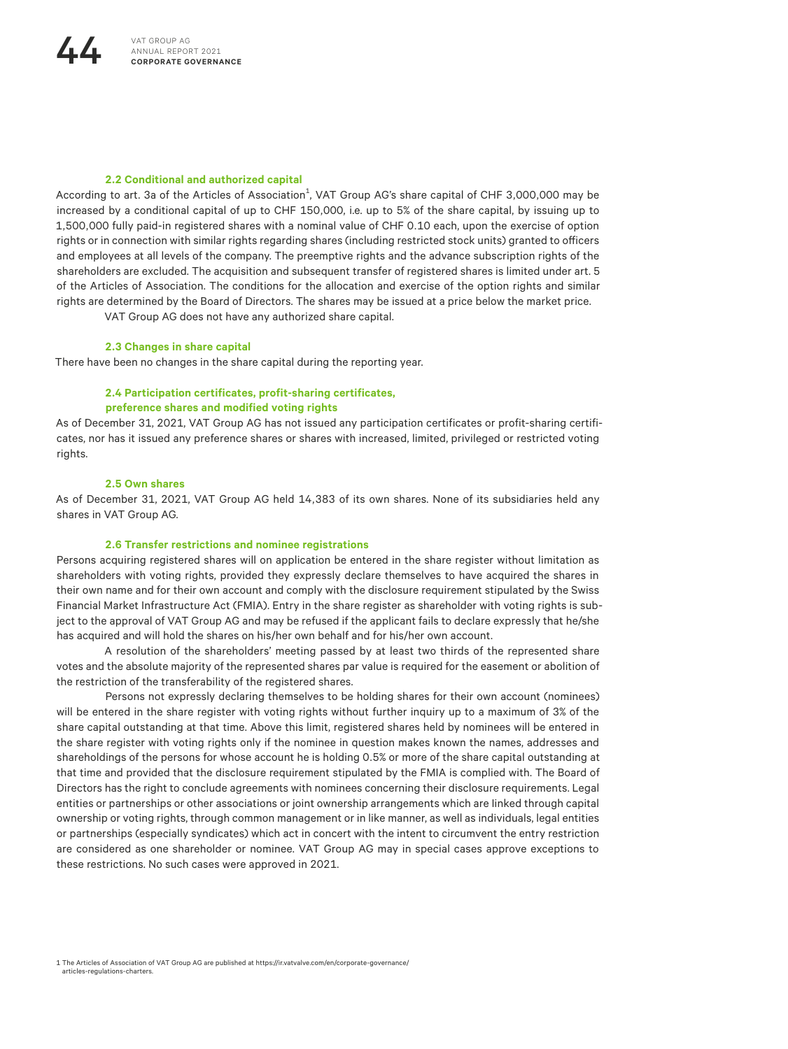### 2.2 Conditional and authorized capital

According to art. 3a of the Articles of Association[1], VAT Group AG's share capital of CHF 3,000,000 may be increased by a conditional capital of up to CHF 150,000, i.e. up to 5% of the share capital, by issuing up to 1,500,000 fully paid-in registered shares with a nominal value of CHF 0.10 each, upon the exercise of option rights or in connection with similar rights regarding shares (including restricted stock units) granted to officers and employees at all levels of the company. The preemptive rights and the advance subscription rights of the shareholders are excluded. The acquisition and subsequent transfer of registered shares is limited under art. 5 of the Articles of Association. The conditions for the allocation and exercise of the option rights and similar rights are determined by the Board of Directors. The shares may be issued at a price below the market price.

VAT Group AG does not have any authorized share capital.

### 2.3 Changes in share capital

There have been no changes in the share capital during the reporting year.

### 2.4 Participation certificates, profit-sharing certificates, preference shares and modified voting rights

As of December 31, 2021, VAT Group AG has not issued any participation certificates or profit-sharing certificates, nor has it issued any preference shares or shares with increased, limited, privileged or restricted voting rights.

### 2.5 Own shares

As of December 31, 2021, VAT Group AG held 14,383 of its own shares. None of its subsidiaries held any shares in VAT Group AG.

### 2.6 Transfer restrictions and nominee registrations

Persons acquiring registered shares will on application be entered in the share register without limitation as shareholders with voting rights, provided they expressly declare themselves to have acquired the shares in their own name and for their own account and comply with the disclosure requirement stipulated by the Swiss Financial Market Infrastructure Act (FMIA). Entry in the share register as shareholder with voting rights is subject to the approval of VAT Group AG and may be refused if the applicant fails to declare expressly that he/she has acquired and will hold the shares on his/her own behalf and for his/her own account.

A resolution of the shareholders' meeting passed by at least two thirds of the represented share votes and the absolute majority of the represented shares par value is required for the easement or abolition of the restriction of the transferability of the registered shares.

Persons not expressly declaring themselves to be holding shares for their own account (nominees) will be entered in the share register with voting rights without further inquiry up to a maximum of 3% of the share capital outstanding at that time. Above this limit, registered shares held by nominees will be entered in the share register with voting rights only if the nominee in question makes known the names, addresses and shareholdings of the persons for whose account he is holding 0.5% or more of the share capital outstanding at that time and provided that the disclosure requirement stipulated by the FMIA is complied with. The Board of Directors has the right to conclude agreements with nominees concerning their disclosure requirements. Legal entities or partnerships or other associations or joint ownership arrangements which are linked through capital ownership or voting rights, through common management or in like manner, as well as individuals, legal entities or partnerships (especially syndicates) which act in concert with the intent to circumvent the entry restriction are considered as one shareholder or nominee. VAT Group AG may in special cases approve exceptions to these restrictions. No such cases were approved in 2021.

[1] The Articles of Association of VAT Group AG are published at https://ir.vatvalve.com/en/corporate-governance/articles-regulations-charters.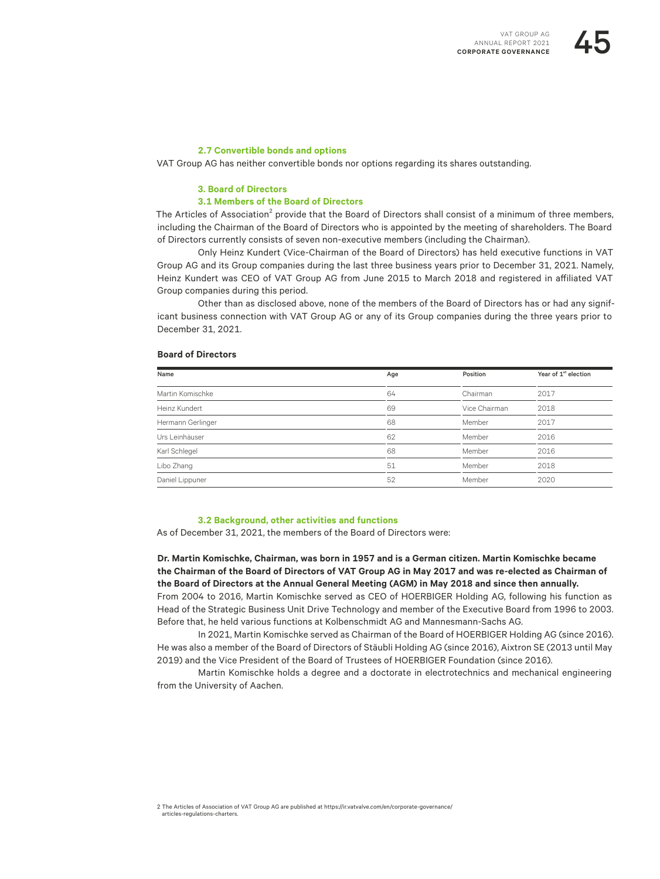### 2.7 Convertible bonds and options

VAT Group AG has neither convertible bonds nor options regarding its shares outstanding.

## 3. Board of Directors

### 3.1 Members of the Board of Directors

The Articles of Association[2] provide that the Board of Directors shall consist of a minimum of three members, including the Chairman of the Board of Directors who is appointed by the meeting of shareholders. The Board of Directors currently consists of seven non-executive members (including the Chairman).

Only Heinz Kundert (Vice-Chairman of the Board of Directors) has held executive functions in VAT Group AG and its Group companies during the last three business years prior to December 31, 2021. Namely, Heinz Kundert was CEO of VAT Group AG from June 2015 to March 2018 and registered in affiliated VAT Group companies during this period.

Other than as disclosed above, none of the members of the Board of Directors has or had any significant business connection with VAT Group AG or any of its Group companies during the three years prior to December 31, 2021.

**Board of Directors**

| Name | Age | Position | Year of 1st election |
|---|---|---|---|
| Martin Komischke | 64 | Chairman | 2017 |
| Heinz Kundert | 69 | Vice Chairman | 2018 |
| Hermann Gerlinger | 68 | Member | 2017 |
| Urs Leinhäuser | 62 | Member | 2016 |
| Karl Schlegel | 68 | Member | 2016 |
| Libo Zhang | 51 | Member | 2018 |
| Daniel Lippuner | 52 | Member | 2020 |

### 3.2 Background, other activities and functions

As of December 31, 2021, the members of the Board of Directors were:

**Dr. Martin Komischke, Chairman, was born in 1957 and is a German citizen. Martin Komischke became the Chairman of the Board of Directors of VAT Group AG in May 2017 and was re-elected as Chairman of the Board of Directors at the Annual General Meeting (AGM) in May 2018 and since then annually.**

From 2004 to 2016, Martin Komischke served as CEO of HOERBIGER Holding AG, following his function as Head of the Strategic Business Unit Drive Technology and member of the Executive Board from 1996 to 2003. Before that, he held various functions at Kolbenschmidt AG and Mannesmann-Sachs AG.

In 2021, Martin Komischke served as Chairman of the Board of HOERBIGER Holding AG (since 2016). He was also a member of the Board of Directors of Stäubli Holding AG (since 2016), Aixtron SE (2013 until May 2019) and the Vice President of the Board of Trustees of HOERBIGER Foundation (since 2016).

Martin Komischke holds a degree and a doctorate in electrotechnics and mechanical engineering from the University of Aachen.

2 The Articles of Association of VAT Group AG are published at https://ir.vatvalve.com/en/corporate-governance/articles-regulations-charters.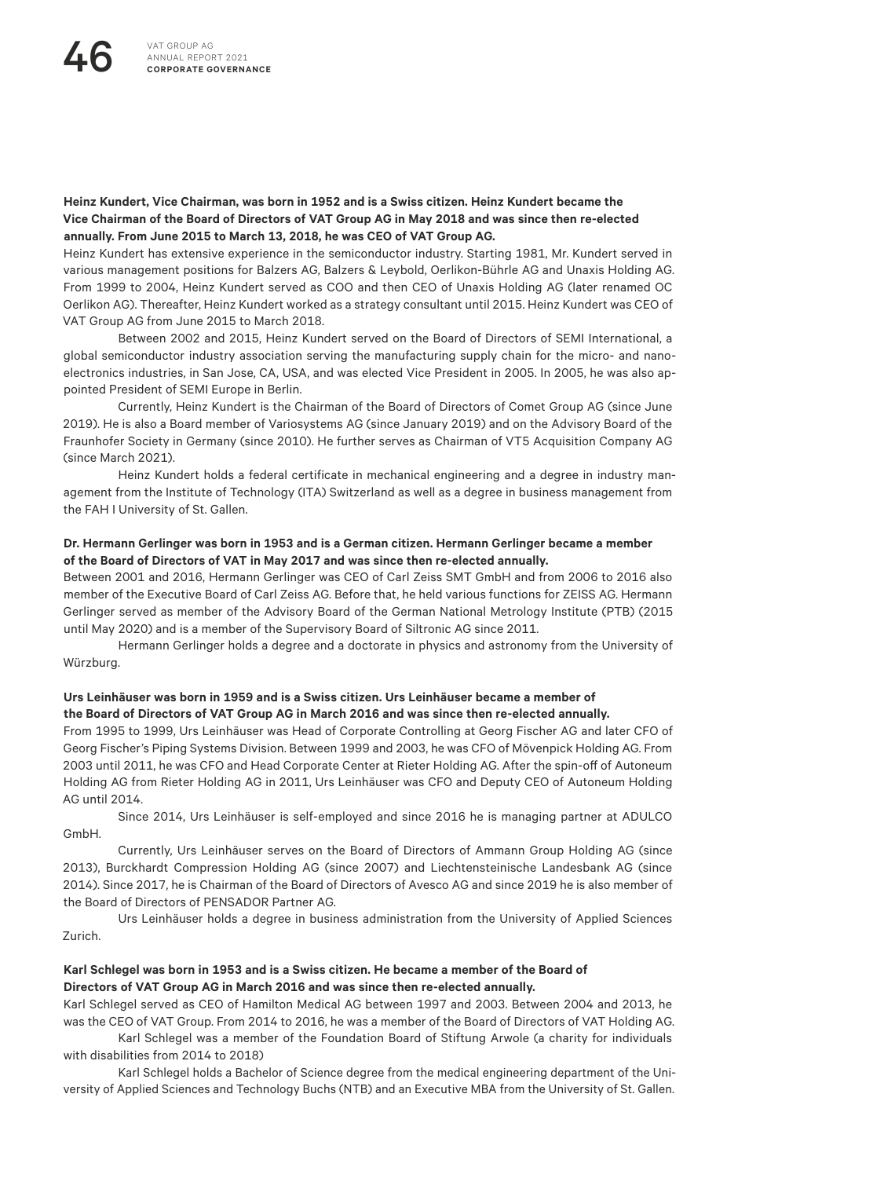**Heinz Kundert, Vice Chairman, was born in 1952 and is a Swiss citizen. Heinz Kundert became the Vice Chairman of the Board of Directors of VAT Group AG in May 2018 and was since then re-elected annually. From June 2015 to March 13, 2018, he was CEO of VAT Group AG.**

Heinz Kundert has extensive experience in the semiconductor industry. Starting 1981, Mr. Kundert served in various management positions for Balzers AG, Balzers & Leybold, Oerlikon-Bührle AG and Unaxis Holding AG. From 1999 to 2004, Heinz Kundert served as COO and then CEO of Unaxis Holding AG (later renamed OC Oerlikon AG). Thereafter, Heinz Kundert worked as a strategy consultant until 2015. Heinz Kundert was CEO of VAT Group AG from June 2015 to March 2018.

Between 2002 and 2015, Heinz Kundert served on the Board of Directors of SEMI International, a global semiconductor industry association serving the manufacturing supply chain for the micro- and nanoelectronics industries, in San Jose, CA, USA, and was elected Vice President in 2005. In 2005, he was also appointed President of SEMI Europe in Berlin.

Currently, Heinz Kundert is the Chairman of the Board of Directors of Comet Group AG (since June 2019). He is also a Board member of Variosystems AG (since January 2019) and on the Advisory Board of the Fraunhofer Society in Germany (since 2010). He further serves as Chairman of VT5 Acquisition Company AG (since March 2021).

Heinz Kundert holds a federal certificate in mechanical engineering and a degree in industry management from the Institute of Technology (ITA) Switzerland as well as a degree in business management from the FAH I University of St. Gallen.

**Dr. Hermann Gerlinger was born in 1953 and is a German citizen. Hermann Gerlinger became a member of the Board of Directors of VAT in May 2017 and was since then re-elected annually.**

Between 2001 and 2016, Hermann Gerlinger was CEO of Carl Zeiss SMT GmbH and from 2006 to 2016 also member of the Executive Board of Carl Zeiss AG. Before that, he held various functions for ZEISS AG. Hermann Gerlinger served as member of the Advisory Board of the German National Metrology Institute (PTB) (2015 until May 2020) and is a member of the Supervisory Board of Siltronic AG since 2011.

Hermann Gerlinger holds a degree and a doctorate in physics and astronomy from the University of Würzburg.

**Urs Leinhäuser was born in 1959 and is a Swiss citizen. Urs Leinhäuser became a member of the Board of Directors of VAT Group AG in March 2016 and was since then re-elected annually.**

From 1995 to 1999, Urs Leinhäuser was Head of Corporate Controlling at Georg Fischer AG and later CFO of Georg Fischer's Piping Systems Division. Between 1999 and 2003, he was CFO of Mövenpick Holding AG. From 2003 until 2011, he was CFO and Head Corporate Center at Rieter Holding AG. After the spin-off of Autoneum Holding AG from Rieter Holding AG in 2011, Urs Leinhäuser was CFO and Deputy CEO of Autoneum Holding AG until 2014.

Since 2014, Urs Leinhäuser is self-employed and since 2016 he is managing partner at ADULCO GmbH.

Currently, Urs Leinhäuser serves on the Board of Directors of Ammann Group Holding AG (since 2013), Burckhardt Compression Holding AG (since 2007) and Liechtensteinische Landesbank AG (since 2014). Since 2017, he is Chairman of the Board of Directors of Avesco AG and since 2019 he is also member of the Board of Directors of PENSADOR Partner AG.

Urs Leinhäuser holds a degree in business administration from the University of Applied Sciences Zurich.

**Karl Schlegel was born in 1953 and is a Swiss citizen. He became a member of the Board of Directors of VAT Group AG in March 2016 and was since then re-elected annually.**

Karl Schlegel served as CEO of Hamilton Medical AG between 1997 and 2003. Between 2004 and 2013, he was the CEO of VAT Group. From 2014 to 2016, he was a member of the Board of Directors of VAT Holding AG.

Karl Schlegel was a member of the Foundation Board of Stiftung Arwole (a charity for individuals with disabilities from 2014 to 2018)

Karl Schlegel holds a Bachelor of Science degree from the medical engineering department of the University of Applied Sciences and Technology Buchs (NTB) and an Executive MBA from the University of St. Gallen.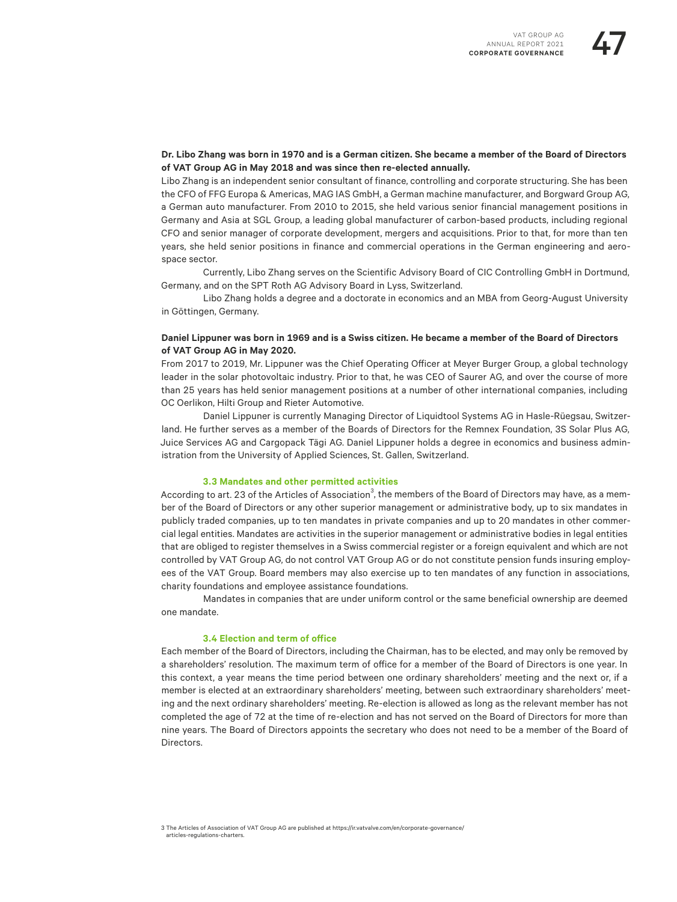**Dr. Libo Zhang was born in 1970 and is a German citizen. She became a member of the Board of Directors of VAT Group AG in May 2018 and was since then re-elected annually.**

Libo Zhang is an independent senior consultant of finance, controlling and corporate structuring. She has been the CFO of FFG Europa & Americas, MAG IAS GmbH, a German machine manufacturer, and Borgward Group AG, a German auto manufacturer. From 2010 to 2015, she held various senior financial management positions in Germany and Asia at SGL Group, a leading global manufacturer of carbon-based products, including regional CFO and senior manager of corporate development, mergers and acquisitions. Prior to that, for more than ten years, she held senior positions in finance and commercial operations in the German engineering and aerospace sector.

Currently, Libo Zhang serves on the Scientific Advisory Board of CIC Controlling GmbH in Dortmund, Germany, and on the SPT Roth AG Advisory Board in Lyss, Switzerland.

Libo Zhang holds a degree and a doctorate in economics and an MBA from Georg-August University in Göttingen, Germany.

**Daniel Lippuner was born in 1969 and is a Swiss citizen. He became a member of the Board of Directors of VAT Group AG in May 2020.**

From 2017 to 2019, Mr. Lippuner was the Chief Operating Officer at Meyer Burger Group, a global technology leader in the solar photovoltaic industry. Prior to that, he was CEO of Saurer AG, and over the course of more than 25 years has held senior management positions at a number of other international companies, including OC Oerlikon, Hilti Group and Rieter Automotive.

Daniel Lippuner is currently Managing Director of Liquidtool Systems AG in Hasle-Rüegsau, Switzerland. He further serves as a member of the Boards of Directors for the Remnex Foundation, 3S Solar Plus AG, Juice Services AG and Cargopack Tägi AG. Daniel Lippuner holds a degree in economics and business administration from the University of Applied Sciences, St. Gallen, Switzerland.

### 3.3 Mandates and other permitted activities

According to art. 23 of the Articles of Association[3], the members of the Board of Directors may have, as a member of the Board of Directors or any other superior management or administrative body, up to six mandates in publicly traded companies, up to ten mandates in private companies and up to 20 mandates in other commercial legal entities. Mandates are activities in the superior management or administrative bodies in legal entities that are obliged to register themselves in a Swiss commercial register or a foreign equivalent and which are not controlled by VAT Group AG, do not control VAT Group AG or do not constitute pension funds insuring employees of the VAT Group. Board members may also exercise up to ten mandates of any function in associations, charity foundations and employee assistance foundations.

Mandates in companies that are under uniform control or the same beneficial ownership are deemed one mandate.

### 3.4 Election and term of office

Each member of the Board of Directors, including the Chairman, has to be elected, and may only be removed by a shareholders' resolution. The maximum term of office for a member of the Board of Directors is one year. In this context, a year means the time period between one ordinary shareholders' meeting and the next or, if a member is elected at an extraordinary shareholders' meeting, between such extraordinary shareholders' meeting and the next ordinary shareholders' meeting. Re-election is allowed as long as the relevant member has not completed the age of 72 at the time of re-election and has not served on the Board of Directors for more than nine years. The Board of Directors appoints the secretary who does not need to be a member of the Board of Directors.

3 The Articles of Association of VAT Group AG are published at https://ir.vatvalve.com/en/corporate-governance/articles-regulations-charters.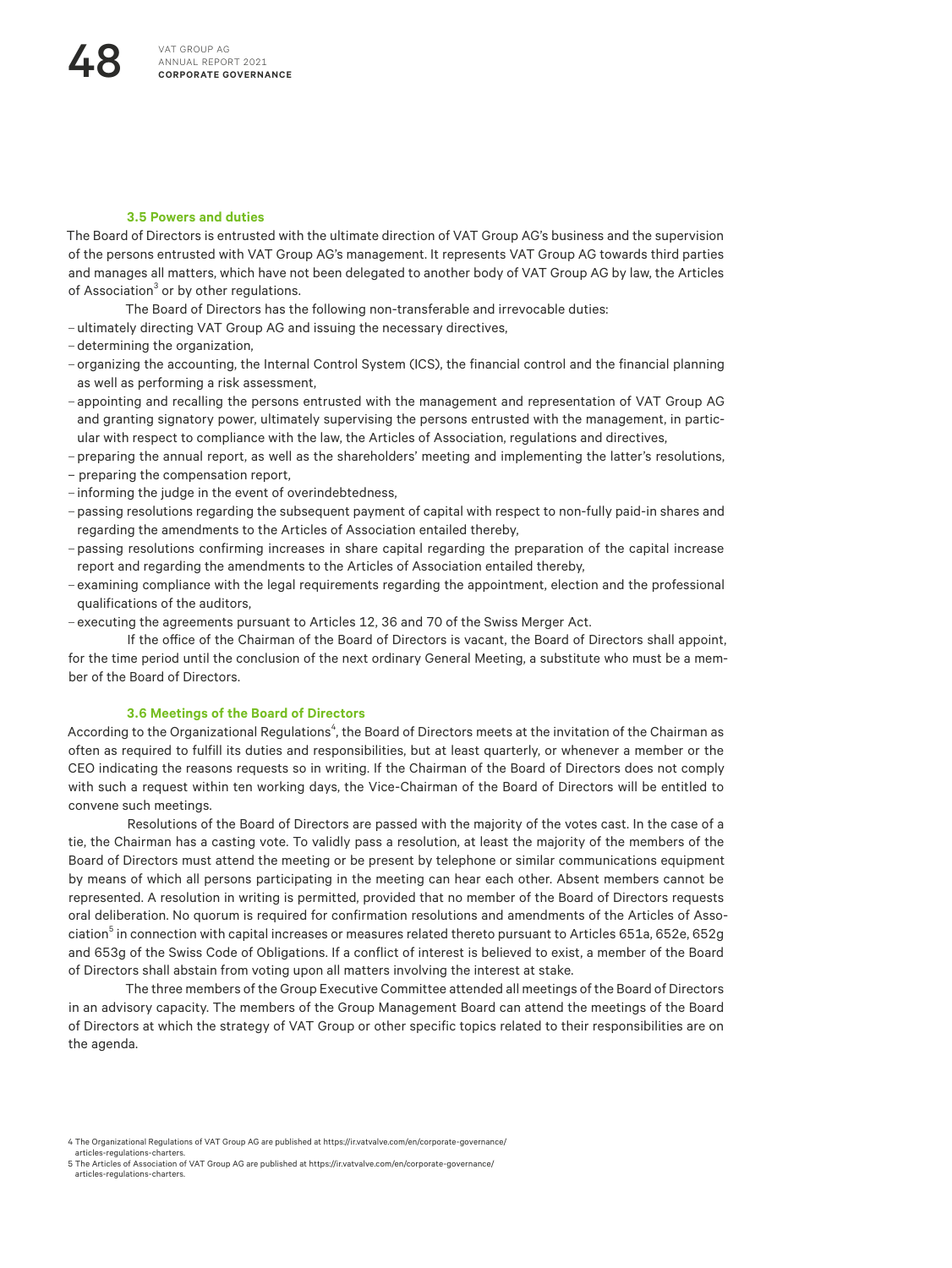### 3.5 Powers and duties

The Board of Directors is entrusted with the ultimate direction of VAT Group AG's business and the supervision of the persons entrusted with VAT Group AG's management. It represents VAT Group AG towards third parties and manages all matters, which have not been delegated to another body of VAT Group AG by law, the Articles of Association[3] or by other regulations.

The Board of Directors has the following non-transferable and irrevocable duties:

- ultimately directing VAT Group AG and issuing the necessary directives,
- determining the organization,
- organizing the accounting, the Internal Control System (ICS), the financial control and the financial planning as well as performing a risk assessment,
- appointing and recalling the persons entrusted with the management and representation of VAT Group AG and granting signatory power, ultimately supervising the persons entrusted with the management, in particular with respect to compliance with the law, the Articles of Association, regulations and directives,
- preparing the annual report, as well as the shareholders' meeting and implementing the latter's resolutions,
- preparing the compensation report,
- informing the judge in the event of overindebtedness,
- passing resolutions regarding the subsequent payment of capital with respect to non-fully paid-in shares and regarding the amendments to the Articles of Association entailed thereby,
- passing resolutions confirming increases in share capital regarding the preparation of the capital increase report and regarding the amendments to the Articles of Association entailed thereby,
- examining compliance with the legal requirements regarding the appointment, election and the professional qualifications of the auditors,
- executing the agreements pursuant to Articles 12, 36 and 70 of the Swiss Merger Act.

If the office of the Chairman of the Board of Directors is vacant, the Board of Directors shall appoint, for the time period until the conclusion of the next ordinary General Meeting, a substitute who must be a member of the Board of Directors.

### 3.6 Meetings of the Board of Directors

According to the Organizational Regulations[4], the Board of Directors meets at the invitation of the Chairman as often as required to fulfill its duties and responsibilities, but at least quarterly, or whenever a member or the CEO indicating the reasons requests so in writing. If the Chairman of the Board of Directors does not comply with such a request within ten working days, the Vice-Chairman of the Board of Directors will be entitled to convene such meetings.

Resolutions of the Board of Directors are passed with the majority of the votes cast. In the case of a tie, the Chairman has a casting vote. To validly pass a resolution, at least the majority of the members of the Board of Directors must attend the meeting or be present by telephone or similar communications equipment by means of which all persons participating in the meeting can hear each other. Absent members cannot be represented. A resolution in writing is permitted, provided that no member of the Board of Directors requests oral deliberation. No quorum is required for confirmation resolutions and amendments of the Articles of Association[5] in connection with capital increases or measures related thereto pursuant to Articles 651a, 652e, 652g and 653g of the Swiss Code of Obligations. If a conflict of interest is believed to exist, a member of the Board of Directors shall abstain from voting upon all matters involving the interest at stake.

The three members of the Group Executive Committee attended all meetings of the Board of Directors in an advisory capacity. The members of the Group Management Board can attend the meetings of the Board of Directors at which the strategy of VAT Group or other specific topics related to their responsibilities are on the agenda.

4 The Organizational Regulations of VAT Group AG are published at https://ir.vatvalve.com/en/corporate-governance/articles-regulations-charters.
5 The Articles of Association of VAT Group AG are published at https://ir.vatvalve.com/en/corporate-governance/articles-regulations-charters.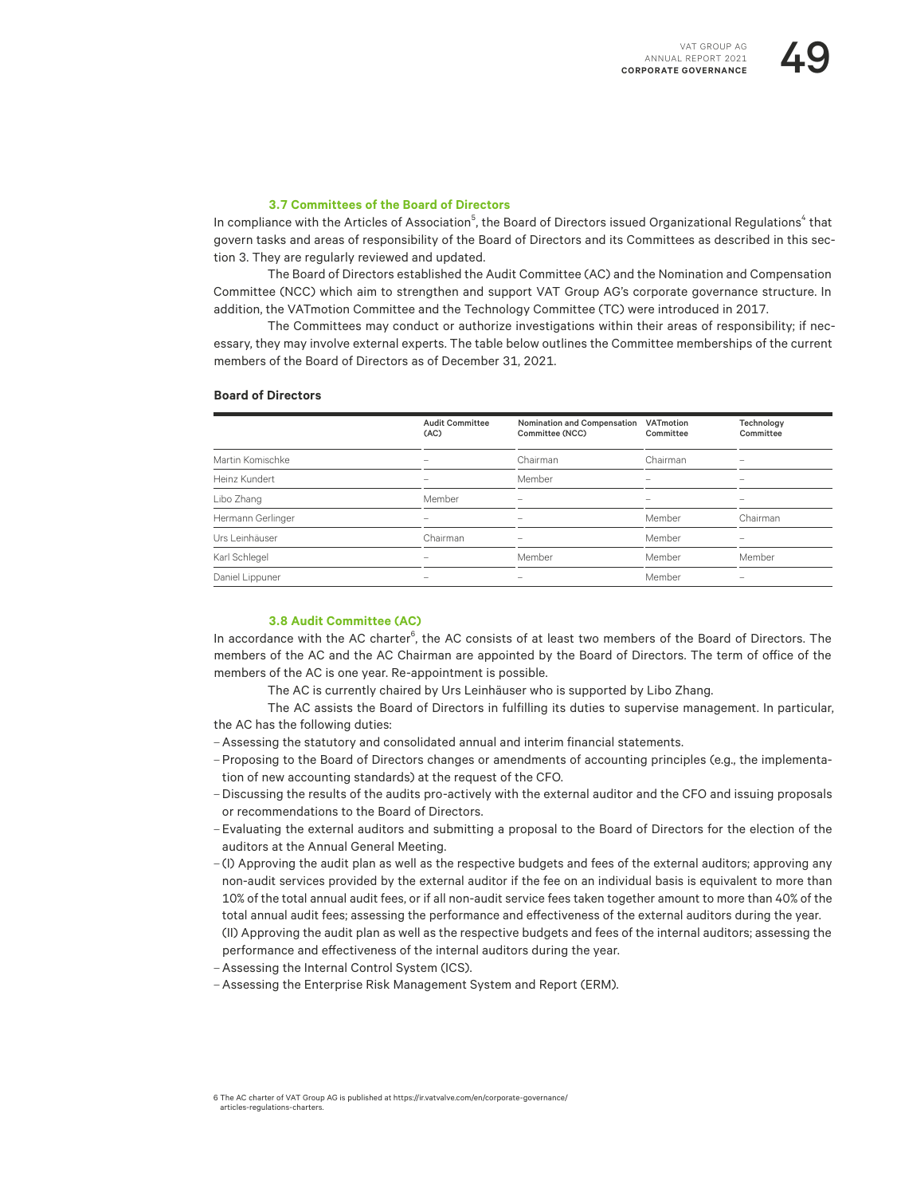### 3.7 Committees of the Board of Directors

In compliance with the Articles of Association[5], the Board of Directors issued Organizational Regulations[4] that govern tasks and areas of responsibility of the Board of Directors and its Committees as described in this section 3. They are regularly reviewed and updated.

The Board of Directors established the Audit Committee (AC) and the Nomination and Compensation Committee (NCC) which aim to strengthen and support VAT Group AG's corporate governance structure. In addition, the VATmotion Committee and the Technology Committee (TC) were introduced in 2017.

The Committees may conduct or authorize investigations within their areas of responsibility; if necessary, they may involve external experts. The table below outlines the Committee memberships of the current members of the Board of Directors as of December 31, 2021.

**Board of Directors**

| | Audit Committee (AC) | Nomination and Compensation Committee (NCC) | VATmotion Committee | Technology Committee |
|---|---|---|---|---|
| Martin Komischke | – | Chairman | Chairman | – |
| Heinz Kundert | – | Member | – | – |
| Libo Zhang | Member | – | – | – |
| Hermann Gerlinger | – | – | Member | Chairman |
| Urs Leinhäuser | Chairman | – | Member | – |
| Karl Schlegel | – | Member | Member | Member |
| Daniel Lippuner | – | – | Member | – |

### 3.8 Audit Committee (AC)

In accordance with the AC charter[6], the AC consists of at least two members of the Board of Directors. The members of the AC and the AC Chairman are appointed by the Board of Directors. The term of office of the members of the AC is one year. Re-appointment is possible.

The AC is currently chaired by Urs Leinhäuser who is supported by Libo Zhang.

The AC assists the Board of Directors in fulfilling its duties to supervise management. In particular, the AC has the following duties:

- Assessing the statutory and consolidated annual and interim financial statements.
- Proposing to the Board of Directors changes or amendments of accounting principles (e.g., the implementation of new accounting standards) at the request of the CFO.
- Discussing the results of the audits pro-actively with the external auditor and the CFO and issuing proposals or recommendations to the Board of Directors.
- Evaluating the external auditors and submitting a proposal to the Board of Directors for the election of the auditors at the Annual General Meeting.
- (I) Approving the audit plan as well as the respective budgets and fees of the external auditors; approving any non-audit services provided by the external auditor if the fee on an individual basis is equivalent to more than 10% of the total annual audit fees, or if all non-audit service fees taken together amount to more than 40% of the total annual audit fees; assessing the performance and effectiveness of the external auditors during the year. (II) Approving the audit plan as well as the respective budgets and fees of the internal auditors; assessing the performance and effectiveness of the internal auditors during the year.
- Assessing the Internal Control System (ICS).
- Assessing the Enterprise Risk Management System and Report (ERM).

6 The AC charter of VAT Group AG is published at https://ir.vatvalve.com/en/corporate-governance/articles-regulations-charters.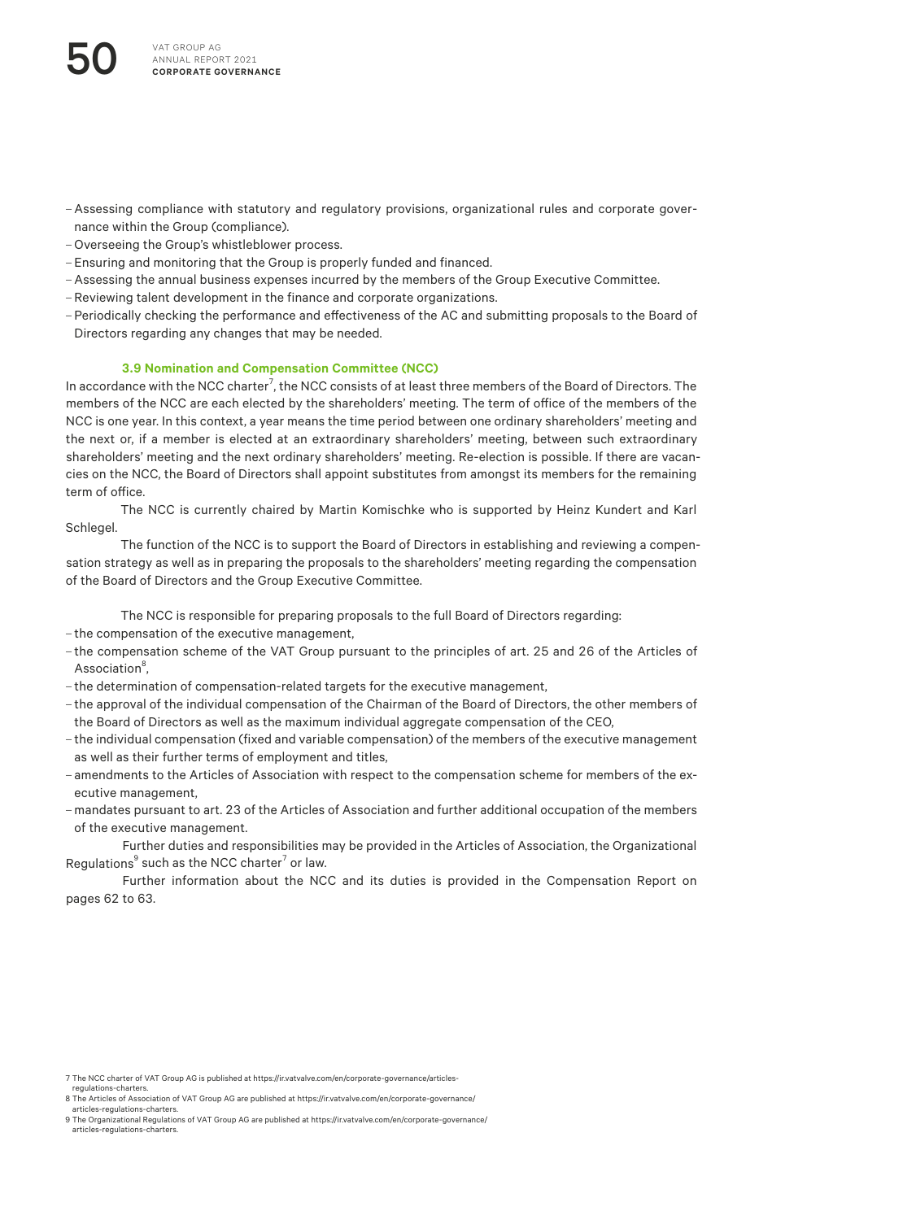- Assessing compliance with statutory and regulatory provisions, organizational rules and corporate governance within the Group (compliance).
- Overseeing the Group's whistleblower process.
- Ensuring and monitoring that the Group is properly funded and financed.
- Assessing the annual business expenses incurred by the members of the Group Executive Committee.
- Reviewing talent development in the finance and corporate organizations.
- Periodically checking the performance and effectiveness of the AC and submitting proposals to the Board of Directors regarding any changes that may be needed.

### 3.9 Nomination and Compensation Committee (NCC)

In accordance with the NCC charter[7], the NCC consists of at least three members of the Board of Directors. The members of the NCC are each elected by the shareholders' meeting. The term of office of the members of the NCC is one year. In this context, a year means the time period between one ordinary shareholders' meeting and the next or, if a member is elected at an extraordinary shareholders' meeting, between such extraordinary shareholders' meeting and the next ordinary shareholders' meeting. Re-election is possible. If there are vacancies on the NCC, the Board of Directors shall appoint substitutes from amongst its members for the remaining term of office.

The NCC is currently chaired by Martin Komischke who is supported by Heinz Kundert and Karl Schlegel.

The function of the NCC is to support the Board of Directors in establishing and reviewing a compensation strategy as well as in preparing the proposals to the shareholders' meeting regarding the compensation of the Board of Directors and the Group Executive Committee.

The NCC is responsible for preparing proposals to the full Board of Directors regarding:

- the compensation of the executive management,
- the compensation scheme of the VAT Group pursuant to the principles of art. 25 and 26 of the Articles of Association[8],
- the determination of compensation-related targets for the executive management,
- the approval of the individual compensation of the Chairman of the Board of Directors, the other members of the Board of Directors as well as the maximum individual aggregate compensation of the CEO,
- the individual compensation (fixed and variable compensation) of the members of the executive management as well as their further terms of employment and titles,
- amendments to the Articles of Association with respect to the compensation scheme for members of the executive management,
- mandates pursuant to art. 23 of the Articles of Association and further additional occupation of the members of the executive management.

Further duties and responsibilities may be provided in the Articles of Association, the Organizational Regulations[9] such as the NCC charter[7] or law.

Further information about the NCC and its duties is provided in the Compensation Report on pages 62 to 63.

7 The NCC charter of VAT Group AG is published at https://ir.vatvalve.com/en/corporate-governance/articles-regulations-charters.
8 The Articles of Association of VAT Group AG are published at https://ir.vatvalve.com/en/corporate-governance/articles-regulations-charters.
9 The Organizational Regulations of VAT Group AG are published at https://ir.vatvalve.com/en/corporate-governance/articles-regulations-charters.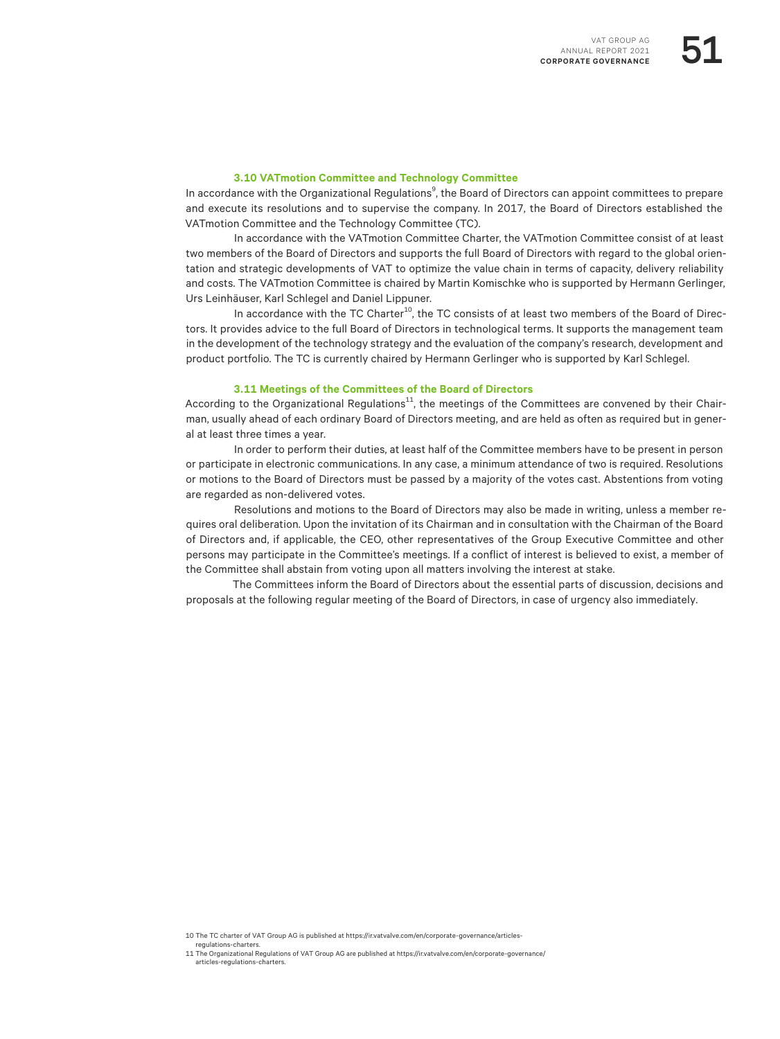### 3.10 VATmotion Committee and Technology Committee

In accordance with the Organizational Regulations[9], the Board of Directors can appoint committees to prepare and execute its resolutions and to supervise the company. In 2017, the Board of Directors established the VATmotion Committee and the Technology Committee (TC).

In accordance with the VATmotion Committee Charter, the VATmotion Committee consist of at least two members of the Board of Directors and supports the full Board of Directors with regard to the global orientation and strategic developments of VAT to optimize the value chain in terms of capacity, delivery reliability and costs. The VATmotion Committee is chaired by Martin Komischke who is supported by Hermann Gerlinger, Urs Leinhäuser, Karl Schlegel and Daniel Lippuner.

In accordance with the TC Charter[10], the TC consists of at least two members of the Board of Directors. It provides advice to the full Board of Directors in technological terms. It supports the management team in the development of the technology strategy and the evaluation of the company's research, development and product portfolio. The TC is currently chaired by Hermann Gerlinger who is supported by Karl Schlegel.

### 3.11 Meetings of the Committees of the Board of Directors

According to the Organizational Regulations[11], the meetings of the Committees are convened by their Chairman, usually ahead of each ordinary Board of Directors meeting, and are held as often as required but in general at least three times a year.

In order to perform their duties, at least half of the Committee members have to be present in person or participate in electronic communications. In any case, a minimum attendance of two is required. Resolutions or motions to the Board of Directors must be passed by a majority of the votes cast. Abstentions from voting are regarded as non-delivered votes.

Resolutions and motions to the Board of Directors may also be made in writing, unless a member requires oral deliberation. Upon the invitation of its Chairman and in consultation with the Chairman of the Board of Directors and, if applicable, the CEO, other representatives of the Group Executive Committee and other persons may participate in the Committee's meetings. If a conflict of interest is believed to exist, a member of the Committee shall abstain from voting upon all matters involving the interest at stake.

The Committees inform the Board of Directors about the essential parts of discussion, decisions and proposals at the following regular meeting of the Board of Directors, in case of urgency also immediately.

10 The TC charter of VAT Group AG is published at https://ir.vatvalve.com/en/corporate-governance/articles-regulations-charters.

11 The Organizational Regulations of VAT Group AG are published at https://ir.vatvalve.com/en/corporate-governance/articles-regulations-charters.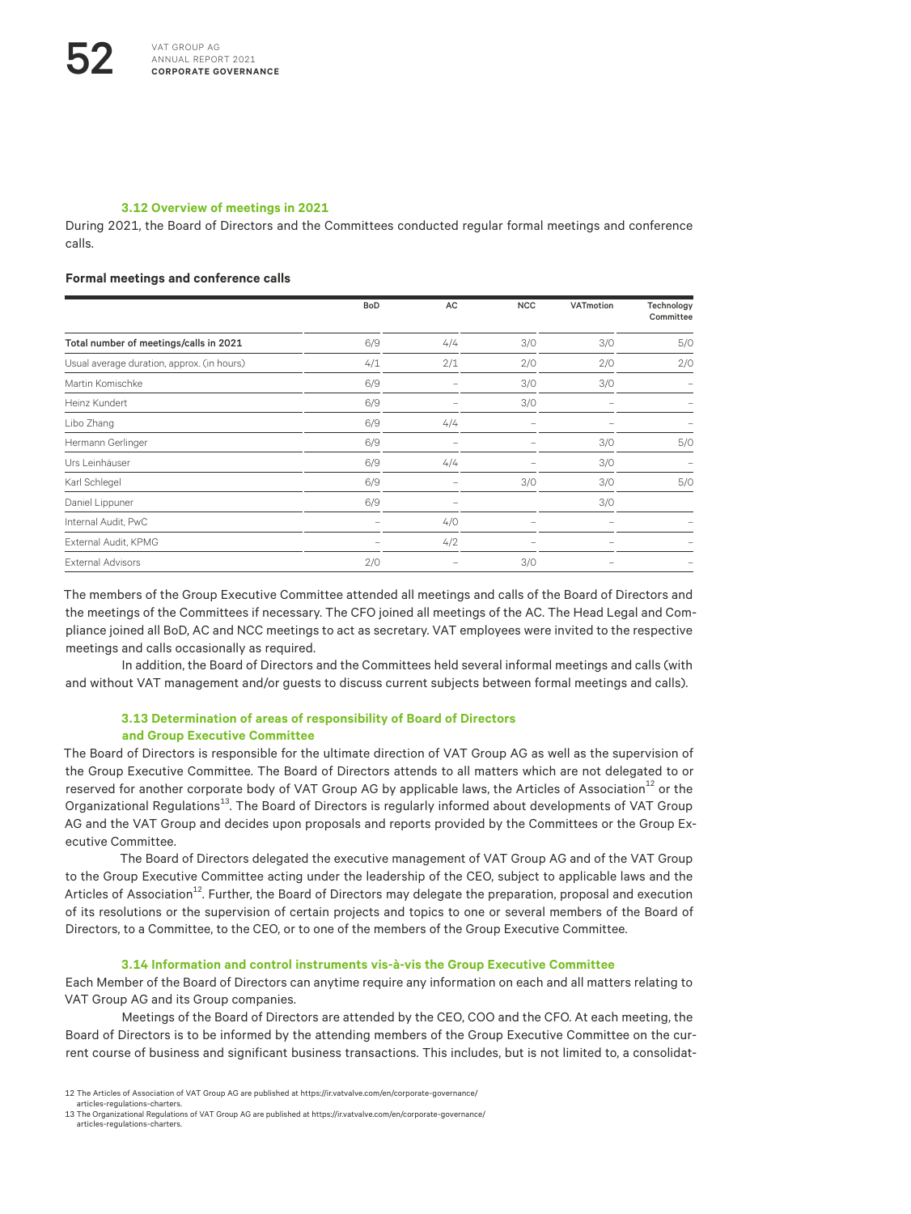### 3.12 Overview of meetings in 2021

During 2021, the Board of Directors and the Committees conducted regular formal meetings and conference calls.

**Formal meetings and conference calls**

| | BoD | AC | NCC | VATmotion | Technology Committee |
|---|---|---|---|---|---|
| Total number of meetings/calls in 2021 | 6/9 | 4/4 | 3/0 | 3/0 | 5/0 |
| Usual average duration, approx. (in hours) | 4/1 | 2/1 | 2/0 | 2/0 | 2/0 |
| Martin Komischke | 6/9 | – | 3/0 | 3/0 | – |
| Heinz Kundert | 6/9 | – | 3/0 | – | – |
| Libo Zhang | 6/9 | 4/4 | – | – | – |
| Hermann Gerlinger | 6/9 | – | – | 3/0 | 5/0 |
| Urs Leinhäuser | 6/9 | 4/4 | – | 3/0 | – |
| Karl Schlegel | 6/9 | – | 3/0 | 3/0 | 5/0 |
| Daniel Lippuner | 6/9 | – | | 3/0 | |
| Internal Audit, PwC | – | 4/0 | – | – | – |
| External Audit, KPMG | – | 4/2 | – | – | – |
| External Advisors | 2/0 | – | 3/0 | – | – |

The members of the Group Executive Committee attended all meetings and calls of the Board of Directors and the meetings of the Committees if necessary. The CFO joined all meetings of the AC. The Head Legal and Compliance joined all BoD, AC and NCC meetings to act as secretary. VAT employees were invited to the respective meetings and calls occasionally as required.

In addition, the Board of Directors and the Committees held several informal meetings and calls (with and without VAT management and/or guests to discuss current subjects between formal meetings and calls).

### 3.13 Determination of areas of responsibility of Board of Directors and Group Executive Committee

The Board of Directors is responsible for the ultimate direction of VAT Group AG as well as the supervision of the Group Executive Committee. The Board of Directors attends to all matters which are not delegated to or reserved for another corporate body of VAT Group AG by applicable laws, the Articles of Association[12] or the Organizational Regulations[13]. The Board of Directors is regularly informed about developments of VAT Group AG and the VAT Group and decides upon proposals and reports provided by the Committees or the Group Executive Committee.

The Board of Directors delegated the executive management of VAT Group AG and of the VAT Group to the Group Executive Committee acting under the leadership of the CEO, subject to applicable laws and the Articles of Association[12]. Further, the Board of Directors may delegate the preparation, proposal and execution of its resolutions or the supervision of certain projects and topics to one or several members of the Board of Directors, to a Committee, to the CEO, or to one of the members of the Group Executive Committee.

### 3.14 Information and control instruments vis-à-vis the Group Executive Committee

Each Member of the Board of Directors can anytime require any information on each and all matters relating to VAT Group AG and its Group companies.

Meetings of the Board of Directors are attended by the CEO, COO and the CFO. At each meeting, the Board of Directors is to be informed by the attending members of the Group Executive Committee on the current course of business and significant business transactions. This includes, but is not limited to, a consolidat-

12 The Articles of Association of VAT Group AG are published at https://ir.vatvalve.com/en/corporate-governance/articles-regulations-charters.
13 The Organizational Regulations of VAT Group AG are published at https://ir.vatvalve.com/en/corporate-governance/articles-regulations-charters.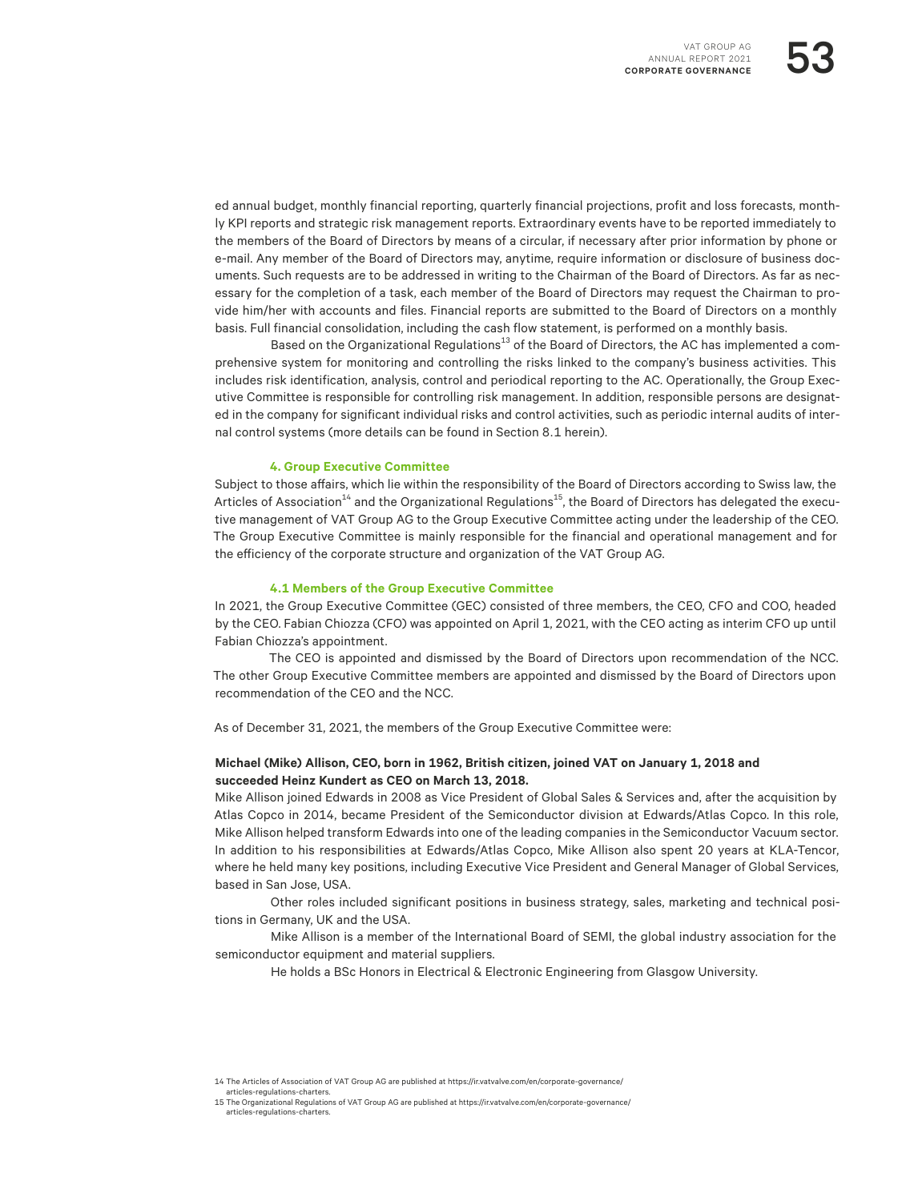ed annual budget, monthly financial reporting, quarterly financial projections, profit and loss forecasts, monthly KPI reports and strategic risk management reports. Extraordinary events have to be reported immediately to the members of the Board of Directors by means of a circular, if necessary after prior information by phone or e-mail. Any member of the Board of Directors may, anytime, require information or disclosure of business documents. Such requests are to be addressed in writing to the Chairman of the Board of Directors. As far as necessary for the completion of a task, each member of the Board of Directors may request the Chairman to provide him/her with accounts and files. Financial reports are submitted to the Board of Directors on a monthly basis. Full financial consolidation, including the cash flow statement, is performed on a monthly basis.

Based on the Organizational Regulations[13] of the Board of Directors, the AC has implemented a comprehensive system for monitoring and controlling the risks linked to the company's business activities. This includes risk identification, analysis, control and periodical reporting to the AC. Operationally, the Group Executive Committee is responsible for controlling risk management. In addition, responsible persons are designated in the company for significant individual risks and control activities, such as periodic internal audits of internal control systems (more details can be found in Section 8.1 herein).

## 4. Group Executive Committee

Subject to those affairs, which lie within the responsibility of the Board of Directors according to Swiss law, the Articles of Association[14] and the Organizational Regulations[15], the Board of Directors has delegated the executive management of VAT Group AG to the Group Executive Committee acting under the leadership of the CEO. The Group Executive Committee is mainly responsible for the financial and operational management and for the efficiency of the corporate structure and organization of the VAT Group AG.

### 4.1 Members of the Group Executive Committee

In 2021, the Group Executive Committee (GEC) consisted of three members, the CEO, CFO and COO, headed by the CEO. Fabian Chiozza (CFO) was appointed on April 1, 2021, with the CEO acting as interim CFO up until Fabian Chiozza's appointment.

The CEO is appointed and dismissed by the Board of Directors upon recommendation of the NCC. The other Group Executive Committee members are appointed and dismissed by the Board of Directors upon recommendation of the CEO and the NCC.

As of December 31, 2021, the members of the Group Executive Committee were:

**Michael (Mike) Allison, CEO, born in 1962, British citizen, joined VAT on January 1, 2018 and succeeded Heinz Kundert as CEO on March 13, 2018.**

Mike Allison joined Edwards in 2008 as Vice President of Global Sales & Services and, after the acquisition by Atlas Copco in 2014, became President of the Semiconductor division at Edwards/Atlas Copco. In this role, Mike Allison helped transform Edwards into one of the leading companies in the Semiconductor Vacuum sector. In addition to his responsibilities at Edwards/Atlas Copco, Mike Allison also spent 20 years at KLA-Tencor, where he held many key positions, including Executive Vice President and General Manager of Global Services, based in San Jose, USA.

Other roles included significant positions in business strategy, sales, marketing and technical positions in Germany, UK and the USA.

Mike Allison is a member of the International Board of SEMI, the global industry association for the semiconductor equipment and material suppliers.

He holds a BSc Honors in Electrical & Electronic Engineering from Glasgow University.

14 The Articles of Association of VAT Group AG are published at https://ir.vatvalve.com/en/corporate-governance/articles-regulations-charters.
15 The Organizational Regulations of VAT Group AG are published at https://ir.vatvalve.com/en/corporate-governance/articles-regulations-charters.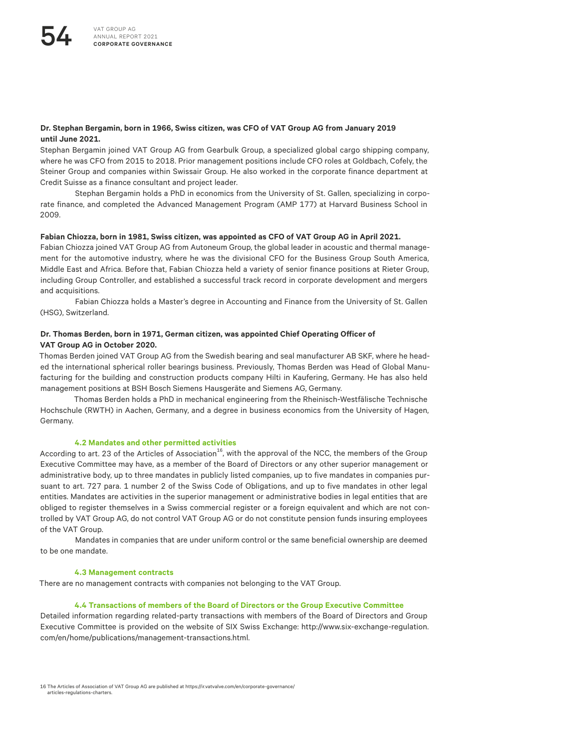**Dr. Stephan Bergamin, born in 1966, Swiss citizen, was CFO of VAT Group AG from January 2019 until June 2021.**

Stephan Bergamin joined VAT Group AG from Gearbulk Group, a specialized global cargo shipping company, where he was CFO from 2015 to 2018. Prior management positions include CFO roles at Goldbach, Cofely, the Steiner Group and companies within Swissair Group. He also worked in the corporate finance department at Credit Suisse as a finance consultant and project leader.

Stephan Bergamin holds a PhD in economics from the University of St. Gallen, specializing in corporate finance, and completed the Advanced Management Program (AMP 177) at Harvard Business School in 2009.

**Fabian Chiozza, born in 1981, Swiss citizen, was appointed as CFO of VAT Group AG in April 2021.**

Fabian Chiozza joined VAT Group AG from Autoneum Group, the global leader in acoustic and thermal management for the automotive industry, where he was the divisional CFO for the Business Group South America, Middle East and Africa. Before that, Fabian Chiozza held a variety of senior finance positions at Rieter Group, including Group Controller, and established a successful track record in corporate development and mergers and acquisitions.

Fabian Chiozza holds a Master's degree in Accounting and Finance from the University of St. Gallen (HSG), Switzerland.

**Dr. Thomas Berden, born in 1971, German citizen, was appointed Chief Operating Officer of VAT Group AG in October 2020.**

Thomas Berden joined VAT Group AG from the Swedish bearing and seal manufacturer AB SKF, where he headed the international spherical roller bearings business. Previously, Thomas Berden was Head of Global Manufacturing for the building and construction products company Hilti in Kaufering, Germany. He has also held management positions at BSH Bosch Siemens Hausgeräte and Siemens AG, Germany.

Thomas Berden holds a PhD in mechanical engineering from the Rheinisch-Westfälische Technische Hochschule (RWTH) in Aachen, Germany, and a degree in business economics from the University of Hagen, Germany.

### 4.2 Mandates and other permitted activities

According to art. 23 of the Articles of Association[16], with the approval of the NCC, the members of the Group Executive Committee may have, as a member of the Board of Directors or any other superior management or administrative body, up to three mandates in publicly listed companies, up to five mandates in companies pursuant to art. 727 para. 1 number 2 of the Swiss Code of Obligations, and up to five mandates in other legal entities. Mandates are activities in the superior management or administrative bodies in legal entities that are obliged to register themselves in a Swiss commercial register or a foreign equivalent and which are not controlled by VAT Group AG, do not control VAT Group AG or do not constitute pension funds insuring employees of the VAT Group.

Mandates in companies that are under uniform control or the same beneficial ownership are deemed to be one mandate.

### 4.3 Management contracts

There are no management contracts with companies not belonging to the VAT Group.

### 4.4 Transactions of members of the Board of Directors or the Group Executive Committee

Detailed information regarding related-party transactions with members of the Board of Directors and Group Executive Committee is provided on the website of SIX Swiss Exchange: http://www.six-exchange-regulation.com/en/home/publications/management-transactions.html.

16 The Articles of Association of VAT Group AG are published at https://ir.vatvalve.com/en/corporate-governance/articles-regulations-charters.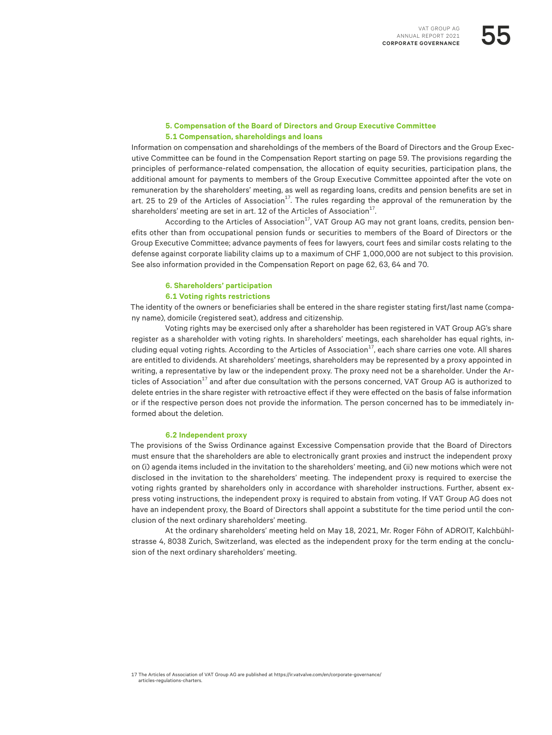## 5. Compensation of the Board of Directors and Group Executive Committee

### 5.1 Compensation, shareholdings and loans

Information on compensation and shareholdings of the members of the Board of Directors and the Group Executive Committee can be found in the Compensation Report starting on page 59. The provisions regarding the principles of performance-related compensation, the allocation of equity securities, participation plans, the additional amount for payments to members of the Group Executive Committee appointed after the vote on remuneration by the shareholders' meeting, as well as regarding loans, credits and pension benefits are set in art. 25 to 29 of the Articles of Association[17]. The rules regarding the approval of the remuneration by the shareholders' meeting are set in art. 12 of the Articles of Association[17].

According to the Articles of Association[17], VAT Group AG may not grant loans, credits, pension benefits other than from occupational pension funds or securities to members of the Board of Directors or the Group Executive Committee; advance payments of fees for lawyers, court fees and similar costs relating to the defense against corporate liability claims up to a maximum of CHF 1,000,000 are not subject to this provision. See also information provided in the Compensation Report on page 62, 63, 64 and 70.

## 6. Shareholders' participation

### 6.1 Voting rights restrictions

The identity of the owners or beneficiaries shall be entered in the share register stating first/last name (company name), domicile (registered seat), address and citizenship.

Voting rights may be exercised only after a shareholder has been registered in VAT Group AG's share register as a shareholder with voting rights. In shareholders' meetings, each shareholder has equal rights, including equal voting rights. According to the Articles of Association[17], each share carries one vote. All shares are entitled to dividends. At shareholders' meetings, shareholders may be represented by a proxy appointed in writing, a representative by law or the independent proxy. The proxy need not be a shareholder. Under the Articles of Association[17] and after due consultation with the persons concerned, VAT Group AG is authorized to delete entries in the share register with retroactive effect if they were effected on the basis of false information or if the respective person does not provide the information. The person concerned has to be immediately informed about the deletion.

### 6.2 Independent proxy

The provisions of the Swiss Ordinance against Excessive Compensation provide that the Board of Directors must ensure that the shareholders are able to electronically grant proxies and instruct the independent proxy on (i) agenda items included in the invitation to the shareholders' meeting, and (ii) new motions which were not disclosed in the invitation to the shareholders' meeting. The independent proxy is required to exercise the voting rights granted by shareholders only in accordance with shareholder instructions. Further, absent express voting instructions, the independent proxy is required to abstain from voting. If VAT Group AG does not have an independent proxy, the Board of Directors shall appoint a substitute for the time period until the conclusion of the next ordinary shareholders' meeting.

At the ordinary shareholders' meeting held on May 18, 2021, Mr. Roger Föhn of ADROIT, Kalchbühlstrasse 4, 8038 Zurich, Switzerland, was elected as the independent proxy for the term ending at the conclusion of the next ordinary shareholders' meeting.

17 The Articles of Association of VAT Group AG are published at https://ir.vatvalve.com/en/corporate-governance/articles-regulations-charters.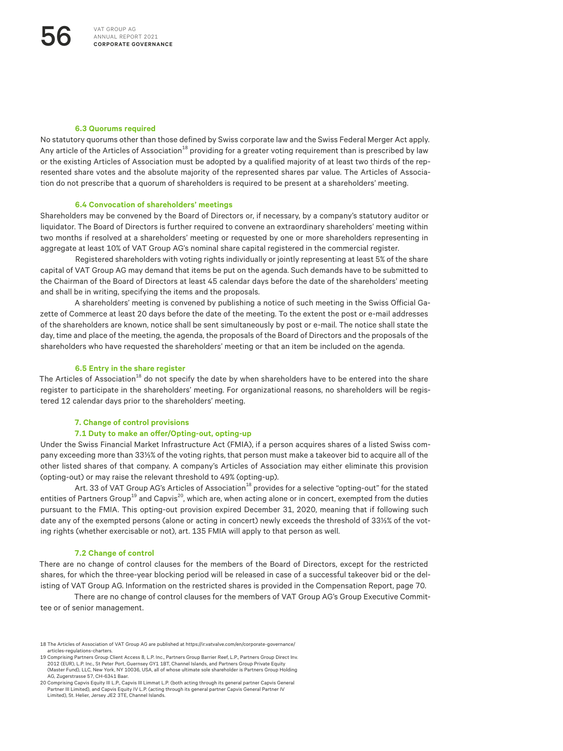### 6.3 Quorums required

No statutory quorums other than those defined by Swiss corporate law and the Swiss Federal Merger Act apply. Any article of the Articles of Association[18] providing for a greater voting requirement than is prescribed by law or the existing Articles of Association must be adopted by a qualified majority of at least two thirds of the represented share votes and the absolute majority of the represented shares par value. The Articles of Association do not prescribe that a quorum of shareholders is required to be present at a shareholders' meeting.

### 6.4 Convocation of shareholders' meetings

Shareholders may be convened by the Board of Directors or, if necessary, by a company's statutory auditor or liquidator. The Board of Directors is further required to convene an extraordinary shareholders' meeting within two months if resolved at a shareholders' meeting or requested by one or more shareholders representing in aggregate at least 10% of VAT Group AG's nominal share capital registered in the commercial register.

Registered shareholders with voting rights individually or jointly representing at least 5% of the share capital of VAT Group AG may demand that items be put on the agenda. Such demands have to be submitted to the Chairman of the Board of Directors at least 45 calendar days before the date of the shareholders' meeting and shall be in writing, specifying the items and the proposals.

A shareholders' meeting is convened by publishing a notice of such meeting in the Swiss Official Gazette of Commerce at least 20 days before the date of the meeting. To the extent the post or e-mail addresses of the shareholders are known, notice shall be sent simultaneously by post or e-mail. The notice shall state the day, time and place of the meeting, the agenda, the proposals of the Board of Directors and the proposals of the shareholders who have requested the shareholders' meeting or that an item be included on the agenda.

### 6.5 Entry in the share register

The Articles of Association[18] do not specify the date by when shareholders have to be entered into the share register to participate in the shareholders' meeting. For organizational reasons, no shareholders will be registered 12 calendar days prior to the shareholders' meeting.

## 7. Change of control provisions

### 7.1 Duty to make an offer/Opting-out, opting-up

Under the Swiss Financial Market Infrastructure Act (FMIA), if a person acquires shares of a listed Swiss company exceeding more than 33⅓% of the voting rights, that person must make a takeover bid to acquire all of the other listed shares of that company. A company's Articles of Association may either eliminate this provision (opting-out) or may raise the relevant threshold to 49% (opting-up).

Art. 33 of VAT Group AG's Articles of Association[18] provides for a selective "opting-out" for the stated entities of Partners Group[19] and Capvis[20], which are, when acting alone or in concert, exempted from the duties pursuant to the FMIA. This opting-out provision expired December 31, 2020, meaning that if following such date any of the exempted persons (alone or acting in concert) newly exceeds the threshold of 33⅓% of the voting rights (whether exercisable or not), art. 135 FMIA will apply to that person as well.

### 7.2 Change of control

There are no change of control clauses for the members of the Board of Directors, except for the restricted shares, for which the three-year blocking period will be released in case of a successful takeover bid or the delisting of VAT Group AG. Information on the restricted shares is provided in the Compensation Report, page 70.

There are no change of control clauses for the members of VAT Group AG's Group Executive Committee or of senior management.

18 The Articles of Association of VAT Group AG are published at https://ir.vatvalve.com/en/corporate-governance/articles-regulations-charters.

19 Comprising Partners Group Client Access 8, L.P. Inc., Partners Group Barrier Reef, L.P., Partners Group Direct Inv. 2012 (EUR), L.P. Inc., St Peter Port, Guernsey GY1 1BT, Channel Islands, and Partners Group Private Equity (Master Fund), LLC, New York, NY 10036, USA, all of whose ultimate sole shareholder is Partners Group Holding AG, Zugerstrasse 57, CH-6341 Baar.

20 Comprising Capvis Equity III L.P., Capvis III Limmat L.P. (both acting through its general partner Capvis General Partner III Limited), and Capvis Equity IV L.P. (acting through its general partner Capvis General Partner IV Limited), St. Helier, Jersey JE2 3TE, Channel Islands.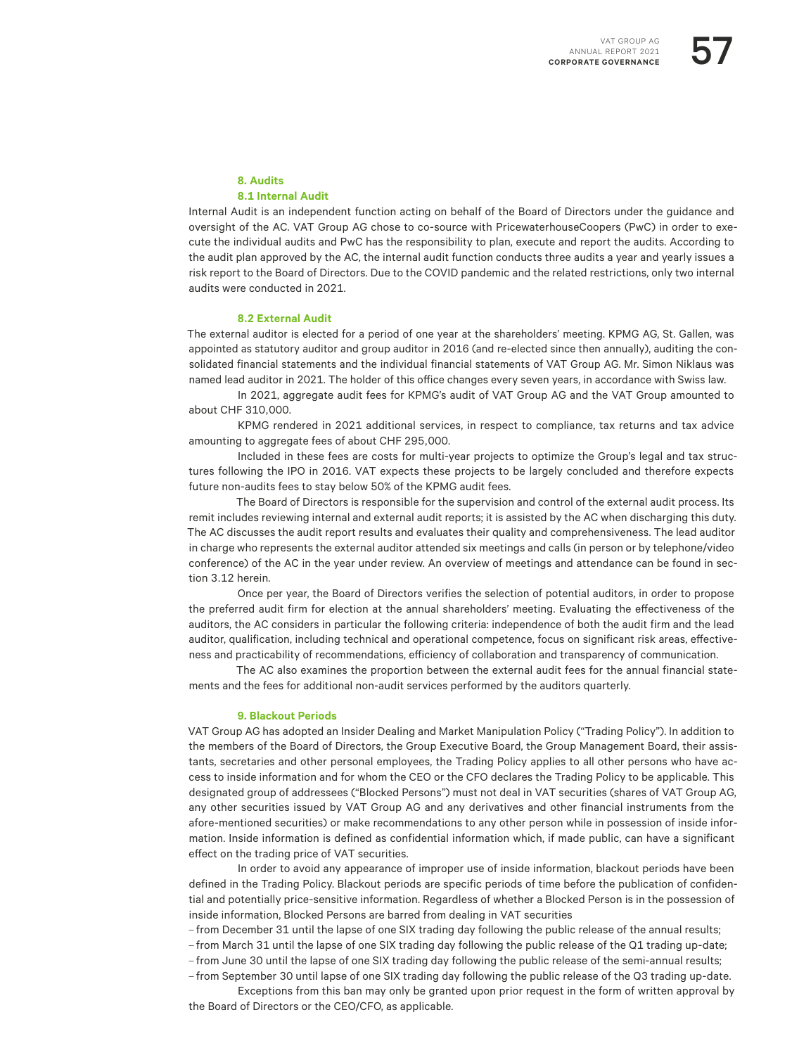## 8. Audits

### 8.1 Internal Audit

Internal Audit is an independent function acting on behalf of the Board of Directors under the guidance and oversight of the AC. VAT Group AG chose to co-source with PricewaterhouseCoopers (PwC) in order to execute the individual audits and PwC has the responsibility to plan, execute and report the audits. According to the audit plan approved by the AC, the internal audit function conducts three audits a year and yearly issues a risk report to the Board of Directors. Due to the COVID pandemic and the related restrictions, only two internal audits were conducted in 2021.

### 8.2 External Audit

The external auditor is elected for a period of one year at the shareholders' meeting. KPMG AG, St. Gallen, was appointed as statutory auditor and group auditor in 2016 (and re-elected since then annually), auditing the consolidated financial statements and the individual financial statements of VAT Group AG. Mr. Simon Niklaus was named lead auditor in 2021. The holder of this office changes every seven years, in accordance with Swiss law.

In 2021, aggregate audit fees for KPMG's audit of VAT Group AG and the VAT Group amounted to about CHF 310,000.

KPMG rendered in 2021 additional services, in respect to compliance, tax returns and tax advice amounting to aggregate fees of about CHF 295,000.

Included in these fees are costs for multi-year projects to optimize the Group's legal and tax structures following the IPO in 2016. VAT expects these projects to be largely concluded and therefore expects future non-audits fees to stay below 50% of the KPMG audit fees.

The Board of Directors is responsible for the supervision and control of the external audit process. Its remit includes reviewing internal and external audit reports; it is assisted by the AC when discharging this duty. The AC discusses the audit report results and evaluates their quality and comprehensiveness. The lead auditor in charge who represents the external auditor attended six meetings and calls (in person or by telephone/video conference) of the AC in the year under review. An overview of meetings and attendance can be found in section 3.12 herein.

Once per year, the Board of Directors verifies the selection of potential auditors, in order to propose the preferred audit firm for election at the annual shareholders' meeting. Evaluating the effectiveness of the auditors, the AC considers in particular the following criteria: independence of both the audit firm and the lead auditor, qualification, including technical and operational competence, focus on significant risk areas, effectiveness and practicability of recommendations, efficiency of collaboration and transparency of communication.

The AC also examines the proportion between the external audit fees for the annual financial statements and the fees for additional non-audit services performed by the auditors quarterly.

## 9. Blackout Periods

VAT Group AG has adopted an Insider Dealing and Market Manipulation Policy ("Trading Policy"). In addition to the members of the Board of Directors, the Group Executive Board, the Group Management Board, their assistants, secretaries and other personal employees, the Trading Policy applies to all other persons who have access to inside information and for whom the CEO or the CFO declares the Trading Policy to be applicable. This designated group of addressees ("Blocked Persons") must not deal in VAT securities (shares of VAT Group AG, any other securities issued by VAT Group AG and any derivatives and other financial instruments from the afore-mentioned securities) or make recommendations to any other person while in possession of inside information. Inside information is defined as confidential information which, if made public, can have a significant effect on the trading price of VAT securities.

In order to avoid any appearance of improper use of inside information, blackout periods have been defined in the Trading Policy. Blackout periods are specific periods of time before the publication of confidential and potentially price-sensitive information. Regardless of whether a Blocked Person is in the possession of inside information, Blocked Persons are barred from dealing in VAT securities

- from December 31 until the lapse of one SIX trading day following the public release of the annual results;
- from March 31 until the lapse of one SIX trading day following the public release of the Q1 trading up-date;
- from June 30 until the lapse of one SIX trading day following the public release of the semi-annual results;
- from September 30 until lapse of one SIX trading day following the public release of the Q3 trading up-date.

Exceptions from this ban may only be granted upon prior request in the form of written approval by the Board of Directors or the CEO/CFO, as applicable.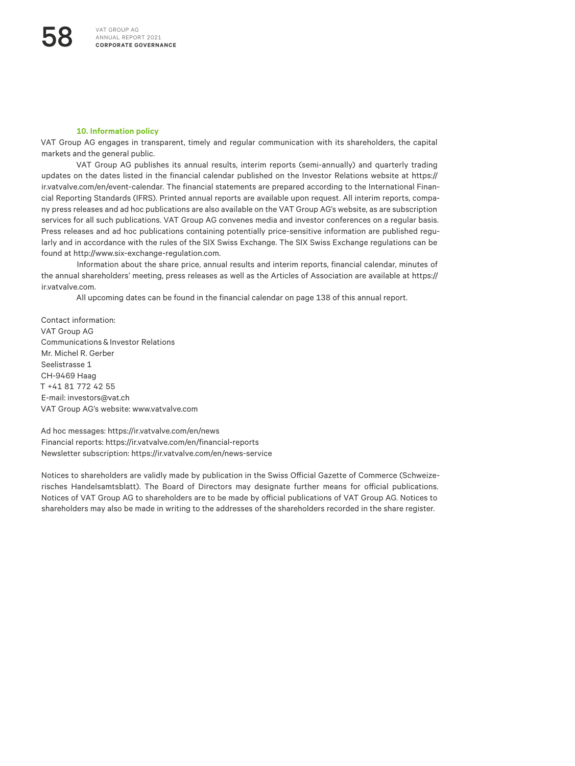## 10. Information policy

VAT Group AG engages in transparent, timely and regular communication with its shareholders, the capital markets and the general public.

VAT Group AG publishes its annual results, interim reports (semi-annually) and quarterly trading updates on the dates listed in the financial calendar published on the Investor Relations website at https://ir.vatvalve.com/en/event-calendar. The financial statements are prepared according to the International Financial Reporting Standards (IFRS). Printed annual reports are available upon request. All interim reports, company press releases and ad hoc publications are also available on the VAT Group AG's website, as are subscription services for all such publications. VAT Group AG convenes media and investor conferences on a regular basis. Press releases and ad hoc publications containing potentially price-sensitive information are published regularly and in accordance with the rules of the SIX Swiss Exchange. The SIX Swiss Exchange regulations can be found at http://www.six-exchange-regulation.com.

Information about the share price, annual results and interim reports, financial calendar, minutes of the annual shareholders' meeting, press releases as well as the Articles of Association are available at https://ir.vatvalve.com.

All upcoming dates can be found in the financial calendar on page 138 of this annual report.

Contact information:
VAT Group AG
Communications & Investor Relations
Mr. Michel R. Gerber
Seelistrasse 1
CH-9469 Haag
T +41 81 772 42 55
E-mail: investors@vat.ch
VAT Group AG's website: www.vatvalve.com

Ad hoc messages: https://ir.vatvalve.com/en/news
Financial reports: https://ir.vatvalve.com/en/financial-reports
Newsletter subscription: https://ir.vatvalve.com/en/news-service

Notices to shareholders are validly made by publication in the Swiss Official Gazette of Commerce (Schweizerisches Handelsamtsblatt). The Board of Directors may designate further means for official publications. Notices of VAT Group AG to shareholders are to be made by official publications of VAT Group AG. Notices to shareholders may also be made in writing to the addresses of the shareholders recorded in the share register.